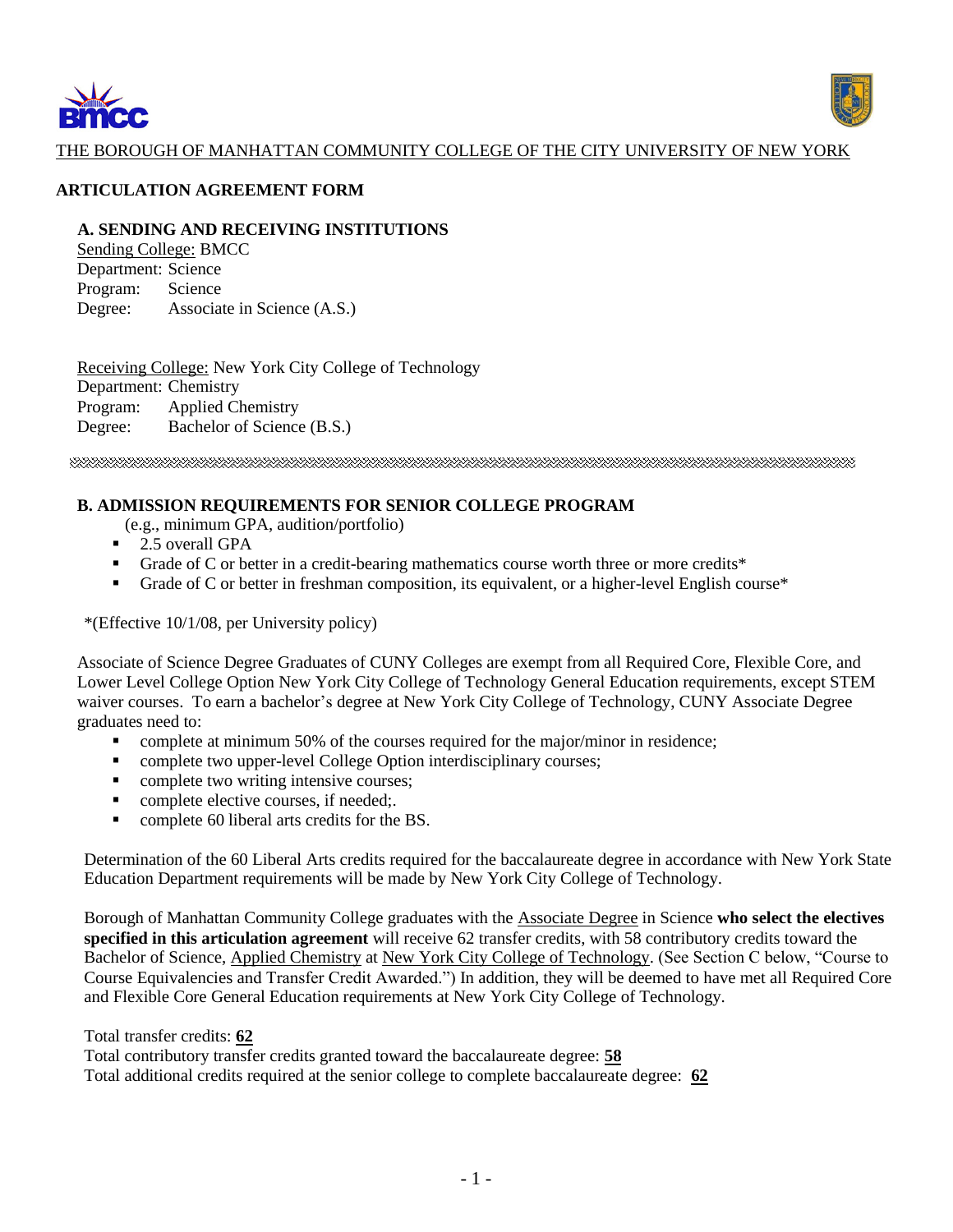THE BOROUGH OF MANHATTAN COMMUNITY COLLEGE OF THE CITY UNIVERSITY OF NEW YORK

## ARTICULATION AGREEMENT FORM

### A. SENDING AND RECEIVING INSTITUTIONS

Sending College: BMCC
Department: Science
Program: Science
Degree: Associate in Science (A.S.)

Receiving College: New York City College of Technology
Department: Chemistry
Program: Applied Chemistry
Degree: Bachelor of Science (B.S.)

### B. ADMISSION REQUIREMENTS FOR SENIOR COLLEGE PROGRAM

(e.g., minimum GPA, audition/portfolio)

- 2.5 overall GPA
- Grade of C or better in a credit-bearing mathematics course worth three or more credits*
- Grade of C or better in freshman composition, its equivalent, or a higher-level English course*

*(Effective 10/1/08, per University policy)

Associate of Science Degree Graduates of CUNY Colleges are exempt from all Required Core, Flexible Core, and Lower Level College Option New York City College of Technology General Education requirements, except STEM waiver courses. To earn a bachelor's degree at New York City College of Technology, CUNY Associate Degree graduates need to:

- complete at minimum 50% of the courses required for the major/minor in residence;
- complete two upper-level College Option interdisciplinary courses;
- complete two writing intensive courses;
- complete elective courses, if needed;.
- complete 60 liberal arts credits for the BS.

Determination of the 60 Liberal Arts credits required for the baccalaureate degree in accordance with New York State Education Department requirements will be made by New York City College of Technology.

Borough of Manhattan Community College graduates with the Associate Degree in Science **who select the electives specified in this articulation agreement** will receive 62 transfer credits, with 58 contributory credits toward the Bachelor of Science, Applied Chemistry at New York City College of Technology. (See Section C below, "Course to Course Equivalencies and Transfer Credit Awarded.") In addition, they will be deemed to have met all Required Core and Flexible Core General Education requirements at New York City College of Technology.

Total transfer credits: **62**
Total contributory transfer credits granted toward the baccalaureate degree: **58**
Total additional credits required at the senior college to complete baccalaureate degree: **62**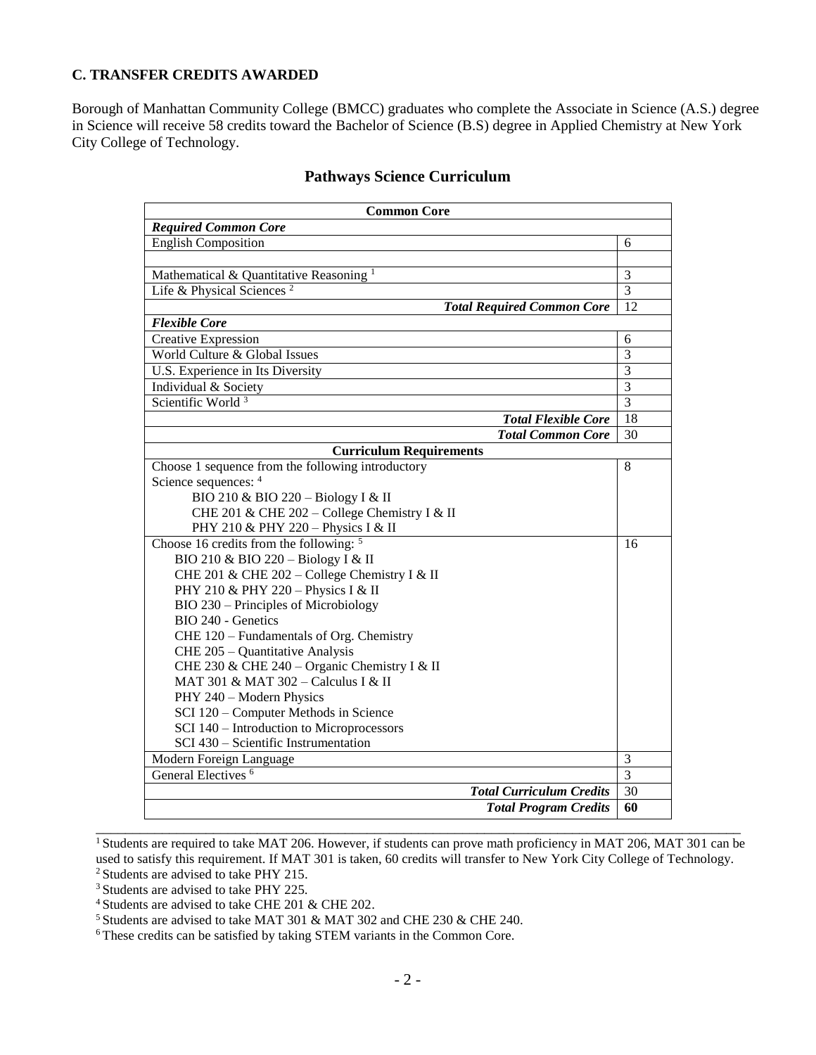**C. TRANSFER CREDITS AWARDED**

Borough of Manhattan Community College (BMCC) graduates who complete the Associate in Science (A.S.) degree in Science will receive 58 credits toward the Bachelor of Science (B.S) degree in Applied Chemistry at New York City College of Technology.

## Pathways Science Curriculum

| **Common Core** | |
|---|---|
| ***Required Common Core*** | |
| English Composition | 6 |
| | |
| Mathematical & Quantitative Reasoning [1] | 3 |
| Life & Physical Sciences [2] | 3 |
| ***Total Required Common Core*** | 12 |
| ***Flexible Core*** | |
| Creative Expression | 6 |
| World Culture & Global Issues | 3 |
| U.S. Experience in Its Diversity | 3 |
| Individual & Society | 3 |
| Scientific World [3] | 3 |
| ***Total Flexible Core*** | 18 |
| ***Total Common Core*** | 30 |
| **Curriculum Requirements** | |
| Choose 1 sequence from the following introductory Science sequences: [4]<br>BIO 210 & BIO 220 – Biology I & II<br>CHE 201 & CHE 202 – College Chemistry I & II<br>PHY 210 & PHY 220 – Physics I & II | 8 |
| Choose 16 credits from the following: [5]<br>BIO 210 & BIO 220 – Biology I & II<br>CHE 201 & CHE 202 – College Chemistry I & II<br>PHY 210 & PHY 220 – Physics I & II<br>BIO 230 – Principles of Microbiology<br>BIO 240 - Genetics<br>CHE 120 – Fundamentals of Org. Chemistry<br>CHE 205 – Quantitative Analysis<br>CHE 230 & CHE 240 – Organic Chemistry I & II<br>MAT 301 & MAT 302 – Calculus I & II<br>PHY 240 – Modern Physics<br>SCI 120 – Computer Methods in Science<br>SCI 140 – Introduction to Microprocessors<br>SCI 430 – Scientific Instrumentation | 16 |
| Modern Foreign Language | 3 |
| General Electives [6] | 3 |
| ***Total Curriculum Credits*** | 30 |
| ***Total Program Credits*** | **60** |

[1] Students are required to take MAT 206. However, if students can prove math proficiency in MAT 206, MAT 301 can be used to satisfy this requirement. If MAT 301 is taken, 60 credits will transfer to New York City College of Technology.
[2] Students are advised to take PHY 215.
[3] Students are advised to take PHY 225.
[4] Students are advised to take CHE 201 & CHE 202.
[5] Students are advised to take MAT 301 & MAT 302 and CHE 230 & CHE 240.
[6] These credits can be satisfied by taking STEM variants in the Common Core.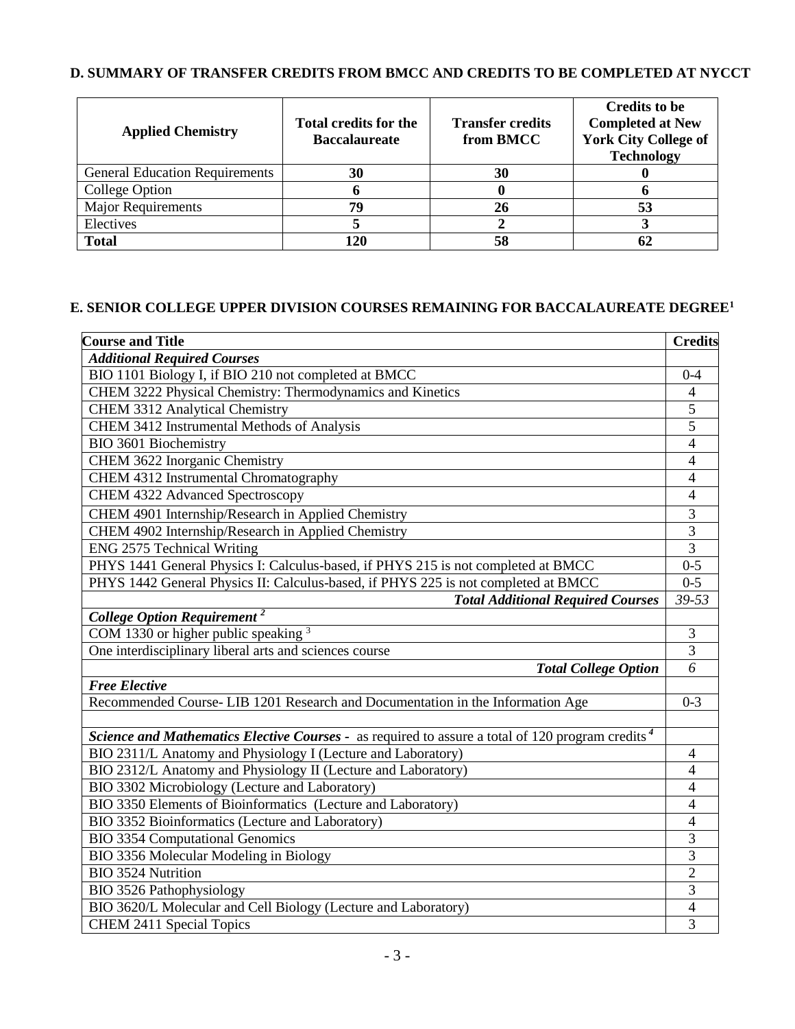### D. SUMMARY OF TRANSFER CREDITS FROM BMCC AND CREDITS TO BE COMPLETED AT NYCCT

| Applied Chemistry | Total credits for the Baccalaureate | Transfer credits from BMCC | Credits to be Completed at New York City College of Technology |
|---|---|---|---|
| General Education Requirements | **30** | **30** | **0** |
| College Option | **6** | **0** | **6** |
| Major Requirements | **79** | **26** | **53** |
| Electives | **5** | **2** | **3** |
| **Total** | **120** | **58** | **62** |

### E. SENIOR COLLEGE UPPER DIVISION COURSES REMAINING FOR BACCALAUREATE DEGREE[1]

| Course and Title | Credits |
|---|---|
| ***Additional Required Courses*** | |
| BIO 1101 Biology I, if BIO 210 not completed at BMCC | 0-4 |
| CHEM 3222 Physical Chemistry: Thermodynamics and Kinetics | 4 |
| CHEM 3312 Analytical Chemistry | 5 |
| CHEM 3412 Instrumental Methods of Analysis | 5 |
| BIO 3601 Biochemistry | 4 |
| CHEM 3622 Inorganic Chemistry | 4 |
| CHEM 4312 Instrumental Chromatography | 4 |
| CHEM 4322 Advanced Spectroscopy | 4 |
| CHEM 4901 Internship/Research in Applied Chemistry | 3 |
| CHEM 4902 Internship/Research in Applied Chemistry | 3 |
| ENG 2575 Technical Writing | 3 |
| PHYS 1441 General Physics I: Calculus-based, if PHYS 215 is not completed at BMCC | 0-5 |
| PHYS 1442 General Physics II: Calculus-based, if PHYS 225 is not completed at BMCC | 0-5 |
| ***Total Additional Required Courses*** | *39-53* |
| ***College Option Requirement*** [2] | |
| COM 1330 or higher public speaking [3] | 3 |
| One interdisciplinary liberal arts and sciences course | 3 |
| ***Total College Option*** | *6* |
| ***Free Elective*** | |
| Recommended Course- LIB 1201 Research and Documentation in the Information Age | 0-3 |
| | |
| ***Science and Mathematics Elective Courses*** - as required to assure a total of 120 program credits [4] | |
| BIO 2311/L Anatomy and Physiology I (Lecture and Laboratory) | 4 |
| BIO 2312/L Anatomy and Physiology II (Lecture and Laboratory) | 4 |
| BIO 3302 Microbiology (Lecture and Laboratory) | 4 |
| BIO 3350 Elements of Bioinformatics (Lecture and Laboratory) | 4 |
| BIO 3352 Bioinformatics (Lecture and Laboratory) | 4 |
| BIO 3354 Computational Genomics | 3 |
| BIO 3356 Molecular Modeling in Biology | 3 |
| BIO 3524 Nutrition | 2 |
| BIO 3526 Pathophysiology | 3 |
| BIO 3620/L Molecular and Cell Biology (Lecture and Laboratory) | 4 |
| CHEM 2411 Special Topics | 3 |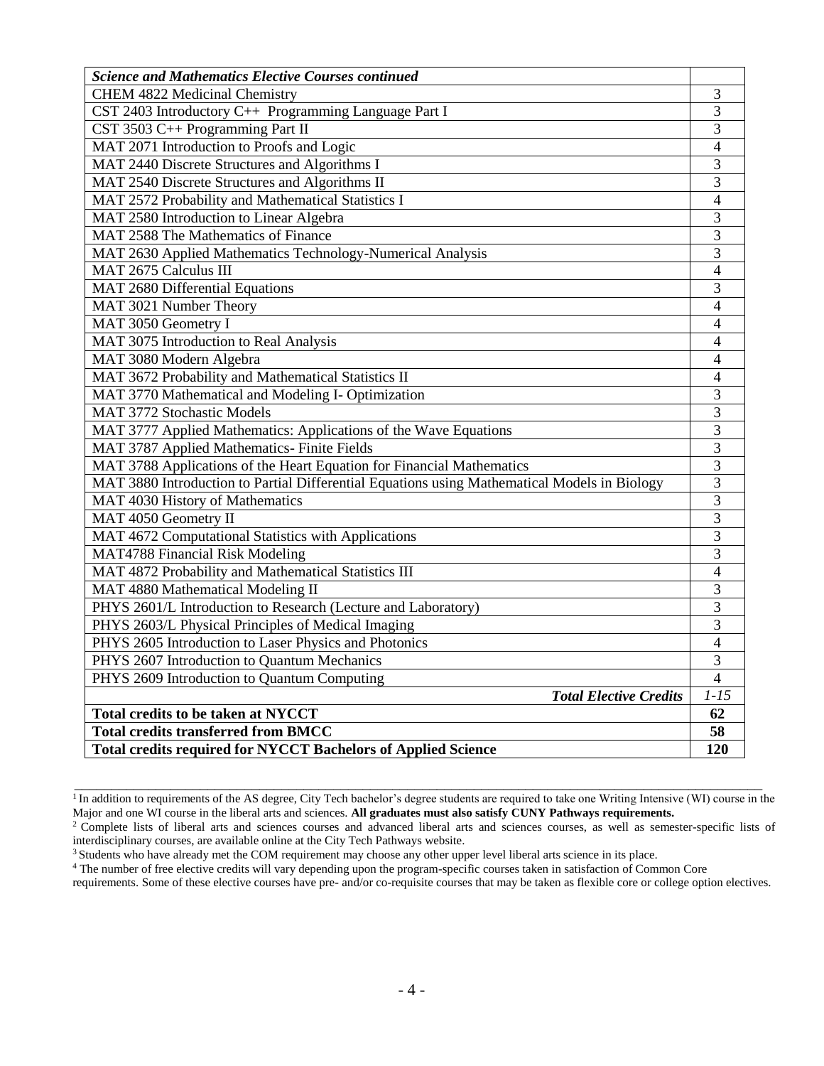| *Science and Mathematics Elective Courses continued* | |
|---|---|
| CHEM 4822 Medicinal Chemistry | 3 |
| CST 2403 Introductory C++ Programming Language Part I | 3 |
| CST 3503 C++ Programming Part II | 3 |
| MAT 2071 Introduction to Proofs and Logic | 4 |
| MAT 2440 Discrete Structures and Algorithms I | 3 |
| MAT 2540 Discrete Structures and Algorithms II | 3 |
| MAT 2572 Probability and Mathematical Statistics I | 4 |
| MAT 2580 Introduction to Linear Algebra | 3 |
| MAT 2588 The Mathematics of Finance | 3 |
| MAT 2630 Applied Mathematics Technology-Numerical Analysis | 3 |
| MAT 2675 Calculus III | 4 |
| MAT 2680 Differential Equations | 3 |
| MAT 3021 Number Theory | 4 |
| MAT 3050 Geometry I | 4 |
| MAT 3075 Introduction to Real Analysis | 4 |
| MAT 3080 Modern Algebra | 4 |
| MAT 3672 Probability and Mathematical Statistics II | 4 |
| MAT 3770 Mathematical and Modeling I- Optimization | 3 |
| MAT 3772 Stochastic Models | 3 |
| MAT 3777 Applied Mathematics: Applications of the Wave Equations | 3 |
| MAT 3787 Applied Mathematics- Finite Fields | 3 |
| MAT 3788 Applications of the Heart Equation for Financial Mathematics | 3 |
| MAT 3880 Introduction to Partial Differential Equations using Mathematical Models in Biology | 3 |
| MAT 4030 History of Mathematics | 3 |
| MAT 4050 Geometry II | 3 |
| MAT 4672 Computational Statistics with Applications | 3 |
| MAT4788 Financial Risk Modeling | 3 |
| MAT 4872 Probability and Mathematical Statistics III | 4 |
| MAT 4880 Mathematical Modeling II | 3 |
| PHYS 2601/L Introduction to Research (Lecture and Laboratory) | 3 |
| PHYS 2603/L Physical Principles of Medical Imaging | 3 |
| PHYS 2605 Introduction to Laser Physics and Photonics | 4 |
| PHYS 2607 Introduction to Quantum Mechanics | 3 |
| PHYS 2609 Introduction to Quantum Computing | 4 |
| ***Total Elective Credits*** | *1-15* |
| **Total credits to be taken at NYCCT** | **62** |
| **Total credits transferred from BMCC** | **58** |
| **Total credits required for NYCCT Bachelors of Applied Science** | **120** |

---

[1] In addition to requirements of the AS degree, City Tech bachelor's degree students are required to take one Writing Intensive (WI) course in the Major and one WI course in the liberal arts and sciences. **All graduates must also satisfy CUNY Pathways requirements.**

[2] Complete lists of liberal arts and sciences courses and advanced liberal arts and sciences courses, as well as semester-specific lists of interdisciplinary courses, are available online at the City Tech Pathways website.

[3] Students who have already met the COM requirement may choose any other upper level liberal arts science in its place.

[4] The number of free elective credits will vary depending upon the program-specific courses taken in satisfaction of Common Core requirements. Some of these elective courses have pre- and/or co-requisite courses that may be taken as flexible core or college option electives.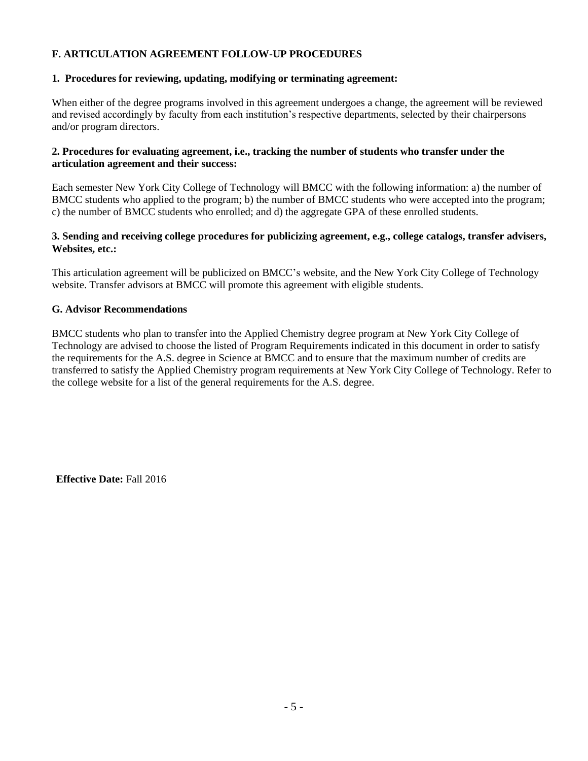## F. ARTICULATION AGREEMENT FOLLOW-UP PROCEDURES

### 1. Procedures for reviewing, updating, modifying or terminating agreement:

When either of the degree programs involved in this agreement undergoes a change, the agreement will be reviewed and revised accordingly by faculty from each institution's respective departments, selected by their chairpersons and/or program directors.

### 2. Procedures for evaluating agreement, i.e., tracking the number of students who transfer under the articulation agreement and their success:

Each semester New York City College of Technology will BMCC with the following information: a) the number of BMCC students who applied to the program; b) the number of BMCC students who were accepted into the program; c) the number of BMCC students who enrolled; and d) the aggregate GPA of these enrolled students.

### 3. Sending and receiving college procedures for publicizing agreement, e.g., college catalogs, transfer advisers, Websites, etc.:

This articulation agreement will be publicized on BMCC's website, and the New York City College of Technology website. Transfer advisors at BMCC will promote this agreement with eligible students.

## G. Advisor Recommendations

BMCC students who plan to transfer into the Applied Chemistry degree program at New York City College of Technology are advised to choose the listed of Program Requirements indicated in this document in order to satisfy the requirements for the A.S. degree in Science at BMCC and to ensure that the maximum number of credits are transferred to satisfy the Applied Chemistry program requirements at New York City College of Technology. Refer to the college website for a list of the general requirements for the A.S. degree.

**Effective Date:** Fall 2016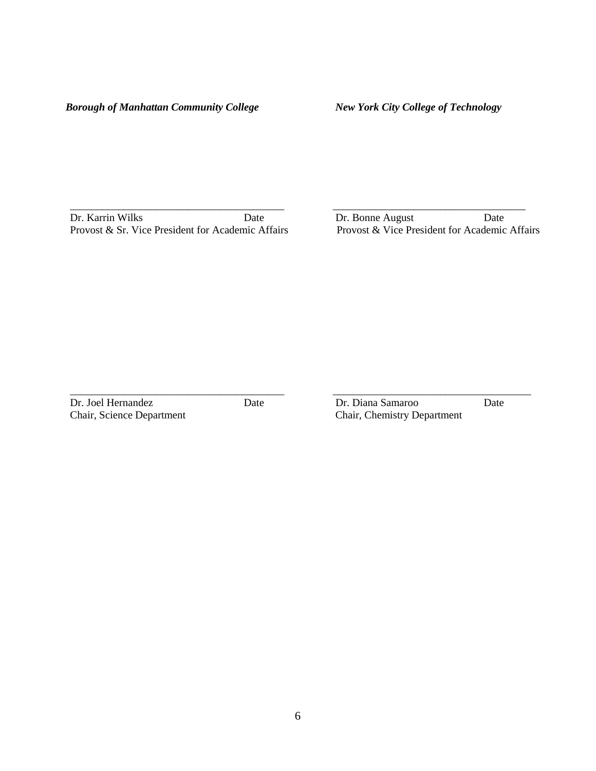***Borough of Manhattan Community College*** ***New York City College of Technology***

\_\_\_\_\_\_\_\_\_\_\_\_\_\_\_\_\_\_\_\_\_\_\_\_\_\_\_\_\_\_\_\_\_\_\_\_\_\_\_\_
Dr. Karrin Wilks Date
Provost & Sr. Vice President for Academic Affairs

\_\_\_\_\_\_\_\_\_\_\_\_\_\_\_\_\_\_\_\_\_\_\_\_\_\_\_\_\_\_\_\_\_\_\_\_\_\_\_\_
Dr. Bonne August Date
Provost & Vice President for Academic Affairs

\_\_\_\_\_\_\_\_\_\_\_\_\_\_\_\_\_\_\_\_\_\_\_\_\_\_\_\_\_\_\_\_\_\_\_\_\_\_\_\_
Dr. Joel Hernandez Date
Chair, Science Department

\_\_\_\_\_\_\_\_\_\_\_\_\_\_\_\_\_\_\_\_\_\_\_\_\_\_\_\_\_\_\_\_\_\_\_\_\_\_\_\_
Dr. Diana Samaroo Date
Chair, Chemistry Department